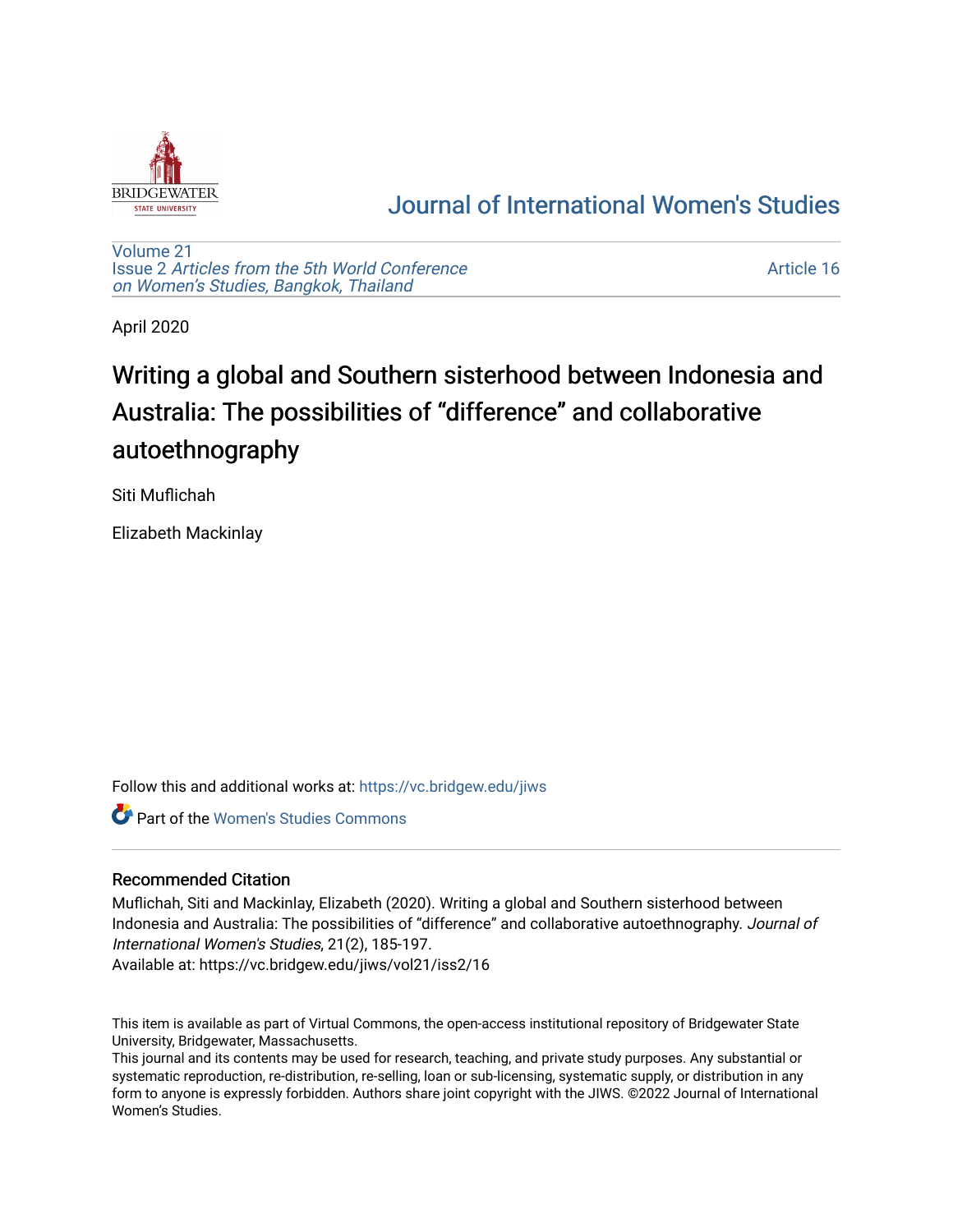# Journal of International Women's Studies

Volume 21
Issue 2 *Articles from the 5th World Conference on Women's Studies, Bangkok, Thailand*

Article 16

April 2020

# Writing a global and Southern sisterhood between Indonesia and Australia: The possibilities of "difference" and collaborative autoethnography

Siti Muflichah

Elizabeth Mackinlay

Follow this and additional works at: https://vc.bridgew.edu/jiws

Part of the Women's Studies Commons

## Recommended Citation

Muflichah, Siti and Mackinlay, Elizabeth (2020). Writing a global and Southern sisterhood between Indonesia and Australia: The possibilities of "difference" and collaborative autoethnography. *Journal of International Women's Studies*, 21(2), 185-197.
Available at: https://vc.bridgew.edu/jiws/vol21/iss2/16

This item is available as part of Virtual Commons, the open-access institutional repository of Bridgewater State University, Bridgewater, Massachusetts.
This journal and its contents may be used for research, teaching, and private study purposes. Any substantial or systematic reproduction, re-distribution, re-selling, loan or sub-licensing, systematic supply, or distribution in any form to anyone is expressly forbidden. Authors share joint copyright with the JIWS. ©2022 Journal of International Women's Studies.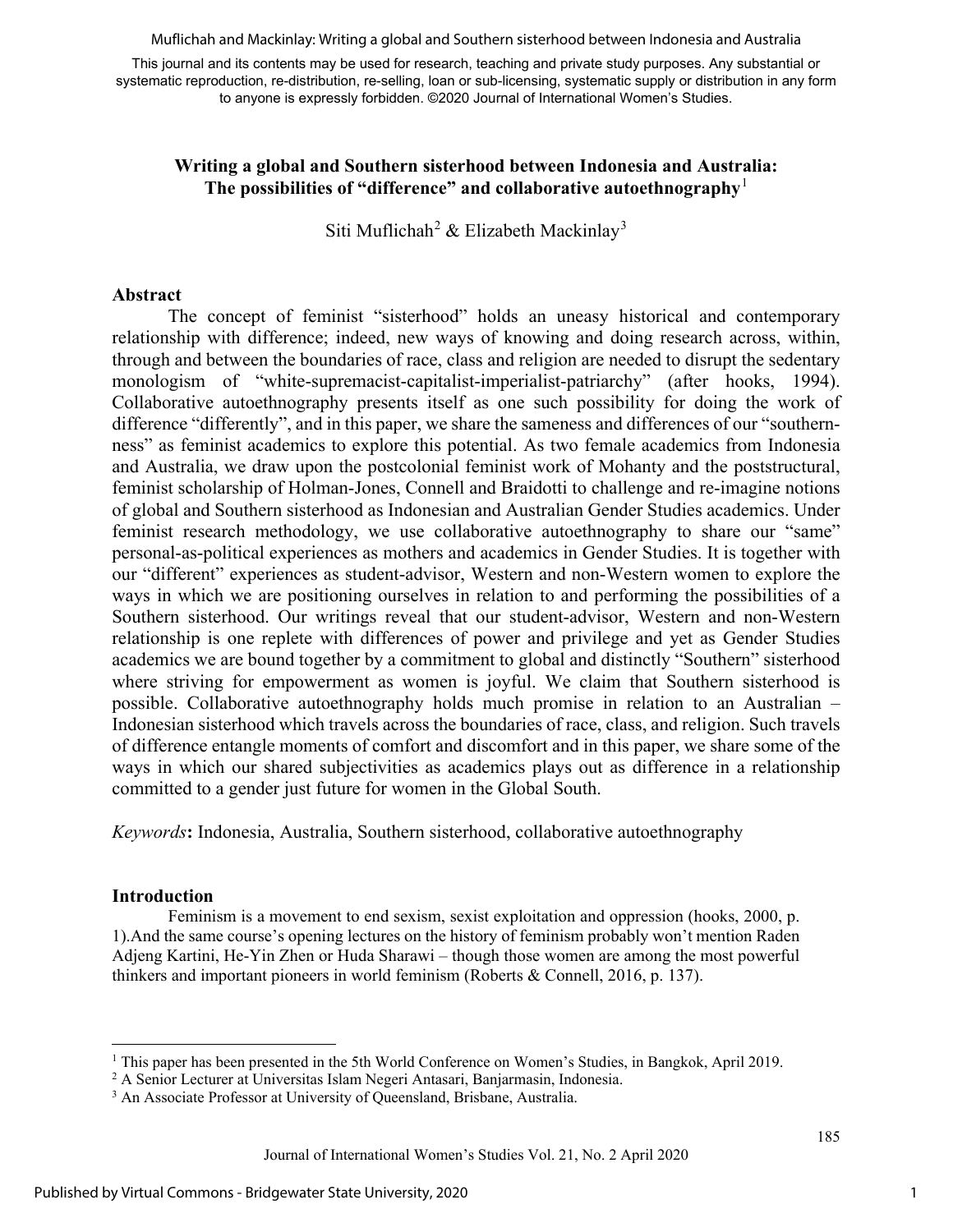# Writing a global and Southern sisterhood between Indonesia and Australia: The possibilities of "difference" and collaborative autoethnography[1]

Siti Muflichah[2] & Elizabeth Mackinlay[3]

## Abstract

The concept of feminist "sisterhood" holds an uneasy historical and contemporary relationship with difference; indeed, new ways of knowing and doing research across, within, through and between the boundaries of race, class and religion are needed to disrupt the sedentary monologism of "white-supremacist-capitalist-imperialist-patriarchy" (after hooks, 1994). Collaborative autoethnography presents itself as one such possibility for doing the work of difference "differently", and in this paper, we share the sameness and differences of our "southern-ness" as feminist academics to explore this potential. As two female academics from Indonesia and Australia, we draw upon the postcolonial feminist work of Mohanty and the poststructural, feminist scholarship of Holman-Jones, Connell and Braidotti to challenge and re-imagine notions of global and Southern sisterhood as Indonesian and Australian Gender Studies academics. Under feminist research methodology, we use collaborative autoethnography to share our "same" personal-as-political experiences as mothers and academics in Gender Studies. It is together with our "different" experiences as student-advisor, Western and non-Western women to explore the ways in which we are positioning ourselves in relation to and performing the possibilities of a Southern sisterhood. Our writings reveal that our student-advisor, Western and non-Western relationship is one replete with differences of power and privilege and yet as Gender Studies academics we are bound together by a commitment to global and distinctly "Southern" sisterhood where striving for empowerment as women is joyful. We claim that Southern sisterhood is possible. Collaborative autoethnography holds much promise in relation to an Australian – Indonesian sisterhood which travels across the boundaries of race, class, and religion. Such travels of difference entangle moments of comfort and discomfort and in this paper, we share some of the ways in which our shared subjectivities as academics plays out as difference in a relationship committed to a gender just future for women in the Global South.

*Keywords*: Indonesia, Australia, Southern sisterhood, collaborative autoethnography

## Introduction

Feminism is a movement to end sexism, sexist exploitation and oppression (hooks, 2000, p. 1).And the same course's opening lectures on the history of feminism probably won't mention Raden Adjeng Kartini, He-Yin Zhen or Huda Sharawi – though those women are among the most powerful thinkers and important pioneers in world feminism (Roberts & Connell, 2016, p. 137).

---

[1] This paper has been presented in the 5th World Conference on Women's Studies, in Bangkok, April 2019.

[2] A Senior Lecturer at Universitas Islam Negeri Antasari, Banjarmasin, Indonesia.

[3] An Associate Professor at University of Queensland, Brisbane, Australia.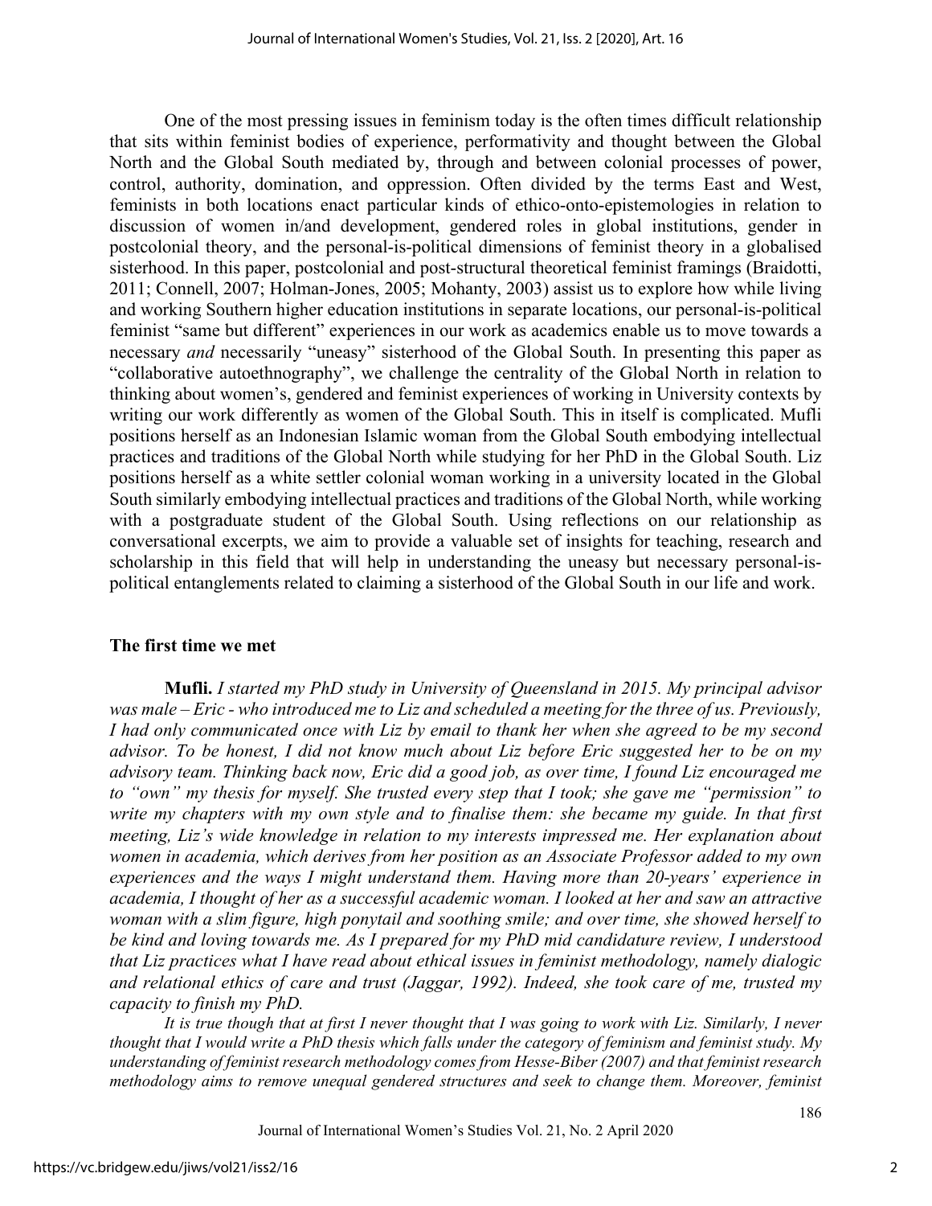One of the most pressing issues in feminism today is the often times difficult relationship that sits within feminist bodies of experience, performativity and thought between the Global North and the Global South mediated by, through and between colonial processes of power, control, authority, domination, and oppression. Often divided by the terms East and West, feminists in both locations enact particular kinds of ethico-onto-epistemologies in relation to discussion of women in/and development, gendered roles in global institutions, gender in postcolonial theory, and the personal-is-political dimensions of feminist theory in a globalised sisterhood. In this paper, postcolonial and post-structural theoretical feminist framings (Braidotti, 2011; Connell, 2007; Holman-Jones, 2005; Mohanty, 2003) assist us to explore how while living and working Southern higher education institutions in separate locations, our personal-is-political feminist "same but different" experiences in our work as academics enable us to move towards a necessary *and* necessarily "uneasy" sisterhood of the Global South. In presenting this paper as "collaborative autoethnography", we challenge the centrality of the Global North in relation to thinking about women's, gendered and feminist experiences of working in University contexts by writing our work differently as women of the Global South. This in itself is complicated. Mufli positions herself as an Indonesian Islamic woman from the Global South embodying intellectual practices and traditions of the Global North while studying for her PhD in the Global South. Liz positions herself as a white settler colonial woman working in a university located in the Global South similarly embodying intellectual practices and traditions of the Global North, while working with a postgraduate student of the Global South. Using reflections on our relationship as conversational excerpts, we aim to provide a valuable set of insights for teaching, research and scholarship in this field that will help in understanding the uneasy but necessary personal-is-political entanglements related to claiming a sisterhood of the Global South in our life and work.

## The first time we met

**Mufli.** *I started my PhD study in University of Queensland in 2015. My principal advisor was male – Eric - who introduced me to Liz and scheduled a meeting for the three of us. Previously, I had only communicated once with Liz by email to thank her when she agreed to be my second advisor. To be honest, I did not know much about Liz before Eric suggested her to be on my advisory team. Thinking back now, Eric did a good job, as over time, I found Liz encouraged me to "own" my thesis for myself. She trusted every step that I took; she gave me "permission" to write my chapters with my own style and to finalise them: she became my guide. In that first meeting, Liz's wide knowledge in relation to my interests impressed me. Her explanation about women in academia, which derives from her position as an Associate Professor added to my own experiences and the ways I might understand them. Having more than 20-years' experience in academia, I thought of her as a successful academic woman. I looked at her and saw an attractive woman with a slim figure, high ponytail and soothing smile; and over time, she showed herself to be kind and loving towards me. As I prepared for my PhD mid candidature review, I understood that Liz practices what I have read about ethical issues in feminist methodology, namely dialogic and relational ethics of care and trust (Jaggar, 1992). Indeed, she took care of me, trusted my capacity to finish my PhD.*

*It is true though that at first I never thought that I was going to work with Liz. Similarly, I never thought that I would write a PhD thesis which falls under the category of feminism and feminist study. My understanding of feminist research methodology comes from Hesse-Biber (2007) and that feminist research methodology aims to remove unequal gendered structures and seek to change them. Moreover, feminist*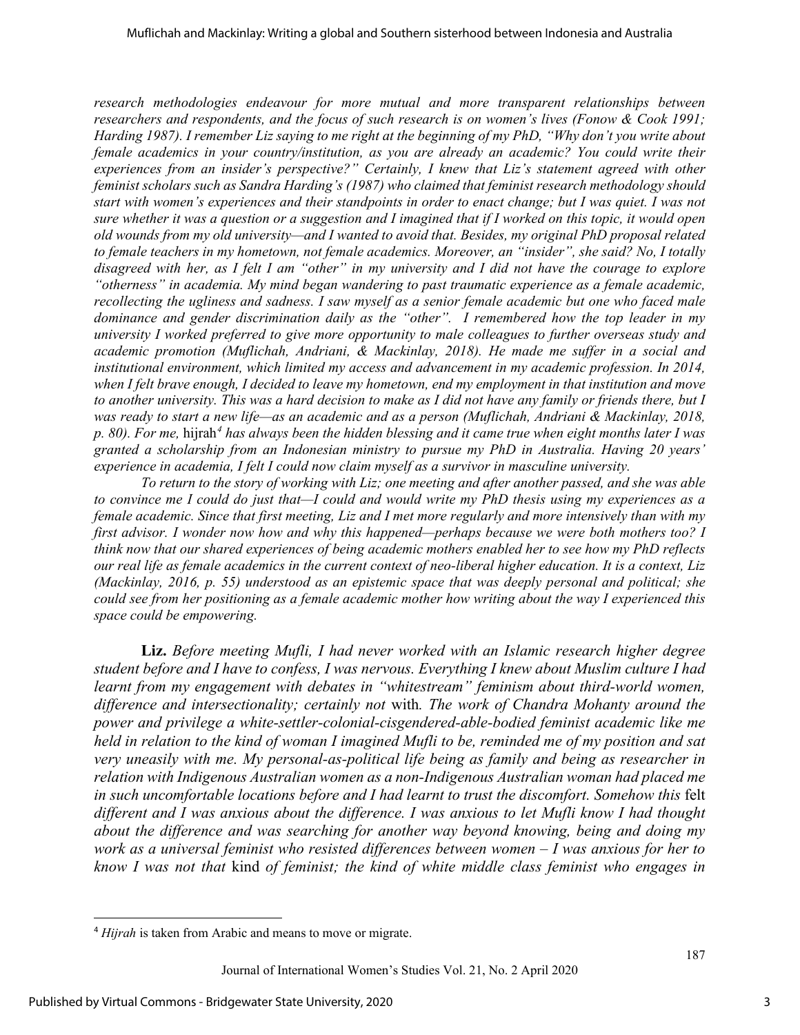*research methodologies endeavour for more mutual and more transparent relationships between researchers and respondents, and the focus of such research is on women's lives (Fonow & Cook 1991; Harding 1987). I remember Liz saying to me right at the beginning of my PhD, "Why don't you write about female academics in your country/institution, as you are already an academic? You could write their experiences from an insider's perspective?" Certainly, I knew that Liz's statement agreed with other feminist scholars such as Sandra Harding's (1987) who claimed that feminist research methodology should start with women's experiences and their standpoints in order to enact change; but I was quiet. I was not sure whether it was a question or a suggestion and I imagined that if I worked on this topic, it would open old wounds from my old university—and I wanted to avoid that. Besides, my original PhD proposal related to female teachers in my hometown, not female academics. Moreover, an "insider", she said? No, I totally disagreed with her, as I felt I am "other" in my university and I did not have the courage to explore "otherness" in academia. My mind began wandering to past traumatic experience as a female academic, recollecting the ugliness and sadness. I saw myself as a senior female academic but one who faced male dominance and gender discrimination daily as the "other". I remembered how the top leader in my university I worked preferred to give more opportunity to male colleagues to further overseas study and academic promotion (Muflichah, Andriani, & Mackinlay, 2018). He made me suffer in a social and institutional environment, which limited my access and advancement in my academic profession. In 2014, when I felt brave enough, I decided to leave my hometown, end my employment in that institution and move to another university. This was a hard decision to make as I did not have any family or friends there, but I was ready to start a new life—as an academic and as a person (Muflichah, Andriani & Mackinlay, 2018, p. 80). For me,* hijrah[4] *has always been the hidden blessing and it came true when eight months later I was granted a scholarship from an Indonesian ministry to pursue my PhD in Australia. Having 20 years' experience in academia, I felt I could now claim myself as a survivor in masculine university.*

*To return to the story of working with Liz; one meeting and after another passed, and she was able to convince me I could do just that—I could and would write my PhD thesis using my experiences as a female academic. Since that first meeting, Liz and I met more regularly and more intensively than with my first advisor. I wonder now how and why this happened—perhaps because we were both mothers too? I think now that our shared experiences of being academic mothers enabled her to see how my PhD reflects our real life as female academics in the current context of neo-liberal higher education. It is a context, Liz (Mackinlay, 2016, p. 55) understood as an epistemic space that was deeply personal and political; she could see from her positioning as a female academic mother how writing about the way I experienced this space could be empowering.*

**Liz.** *Before meeting Mufli, I had never worked with an Islamic research higher degree student before and I have to confess, I was nervous. Everything I knew about Muslim culture I had learnt from my engagement with debates in "whitestream" feminism about third-world women, difference and intersectionality; certainly not* with*. The work of Chandra Mohanty around the power and privilege a white-settler-colonial-cisgendered-able-bodied feminist academic like me held in relation to the kind of woman I imagined Mufli to be, reminded me of my position and sat very uneasily with me. My personal-as-political life being as family and being as researcher in relation with Indigenous Australian women as a non-Indigenous Australian woman had placed me in such uncomfortable locations before and I had learnt to trust the discomfort. Somehow this* felt *different and I was anxious about the difference. I was anxious to let Mufli know I had thought about the difference and was searching for another way beyond knowing, being and doing my work as a universal feminist who resisted differences between women – I was anxious for her to know I was not that* kind *of feminist; the kind of white middle class feminist who engages in*

[4] *Hijrah* is taken from Arabic and means to move or migrate.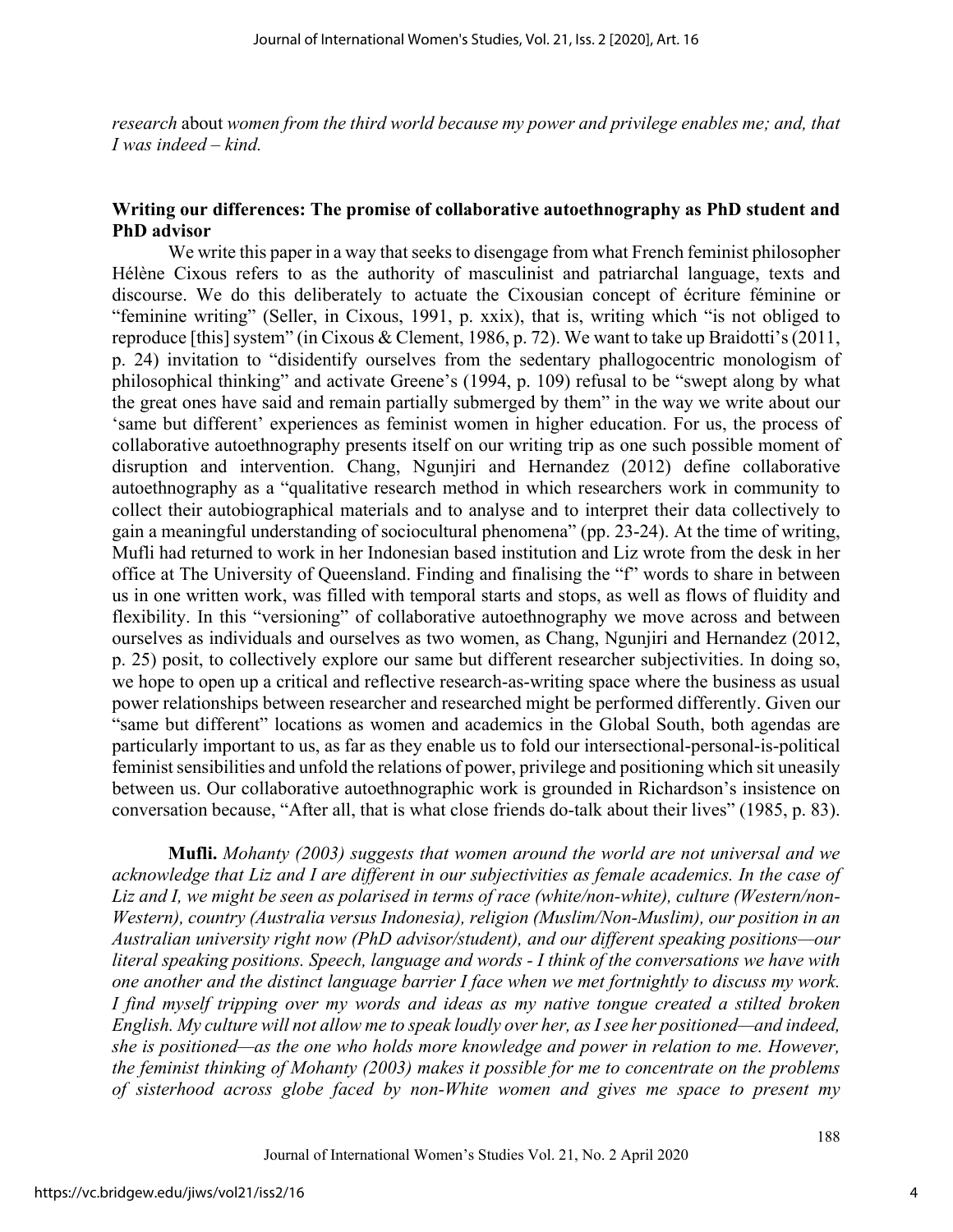*research* about *women from the third world because my power and privilege enables me; and, that I was indeed – kind.*

## Writing our differences: The promise of collaborative autoethnography as PhD student and PhD advisor

We write this paper in a way that seeks to disengage from what French feminist philosopher Hélène Cixous refers to as the authority of masculinist and patriarchal language, texts and discourse. We do this deliberately to actuate the Cixousian concept of écriture féminine or "feminine writing" (Seller, in Cixous, 1991, p. xxix), that is, writing which "is not obliged to reproduce [this] system" (in Cixous & Clement, 1986, p. 72). We want to take up Braidotti's (2011, p. 24) invitation to "disidentify ourselves from the sedentary phallogocentric monologism of philosophical thinking" and activate Greene's (1994, p. 109) refusal to be "swept along by what the great ones have said and remain partially submerged by them" in the way we write about our 'same but different' experiences as feminist women in higher education. For us, the process of collaborative autoethnography presents itself on our writing trip as one such possible moment of disruption and intervention. Chang, Ngunjiri and Hernandez (2012) define collaborative autoethnography as a "qualitative research method in which researchers work in community to collect their autobiographical materials and to analyse and to interpret their data collectively to gain a meaningful understanding of sociocultural phenomena" (pp. 23-24). At the time of writing, Mufli had returned to work in her Indonesian based institution and Liz wrote from the desk in her office at The University of Queensland. Finding and finalising the "f" words to share in between us in one written work, was filled with temporal starts and stops, as well as flows of fluidity and flexibility. In this "versioning" of collaborative autoethnography we move across and between ourselves as individuals and ourselves as two women, as Chang, Ngunjiri and Hernandez (2012, p. 25) posit, to collectively explore our same but different researcher subjectivities. In doing so, we hope to open up a critical and reflective research-as-writing space where the business as usual power relationships between researcher and researched might be performed differently. Given our "same but different" locations as women and academics in the Global South, both agendas are particularly important to us, as far as they enable us to fold our intersectional-personal-is-political feminist sensibilities and unfold the relations of power, privilege and positioning which sit uneasily between us. Our collaborative autoethnographic work is grounded in Richardson's insistence on conversation because, "After all, that is what close friends do-talk about their lives" (1985, p. 83).

**Mufli.** *Mohanty (2003) suggests that women around the world are not universal and we acknowledge that Liz and I are different in our subjectivities as female academics. In the case of Liz and I, we might be seen as polarised in terms of race (white/non-white), culture (Western/non-Western), country (Australia versus Indonesia), religion (Muslim/Non-Muslim), our position in an Australian university right now (PhD advisor/student), and our different speaking positions—our literal speaking positions. Speech, language and words - I think of the conversations we have with one another and the distinct language barrier I face when we met fortnightly to discuss my work. I find myself tripping over my words and ideas as my native tongue created a stilted broken English. My culture will not allow me to speak loudly over her, as I see her positioned—and indeed, she is positioned—as the one who holds more knowledge and power in relation to me. However, the feminist thinking of Mohanty (2003) makes it possible for me to concentrate on the problems of sisterhood across globe faced by non-White women and gives me space to present my*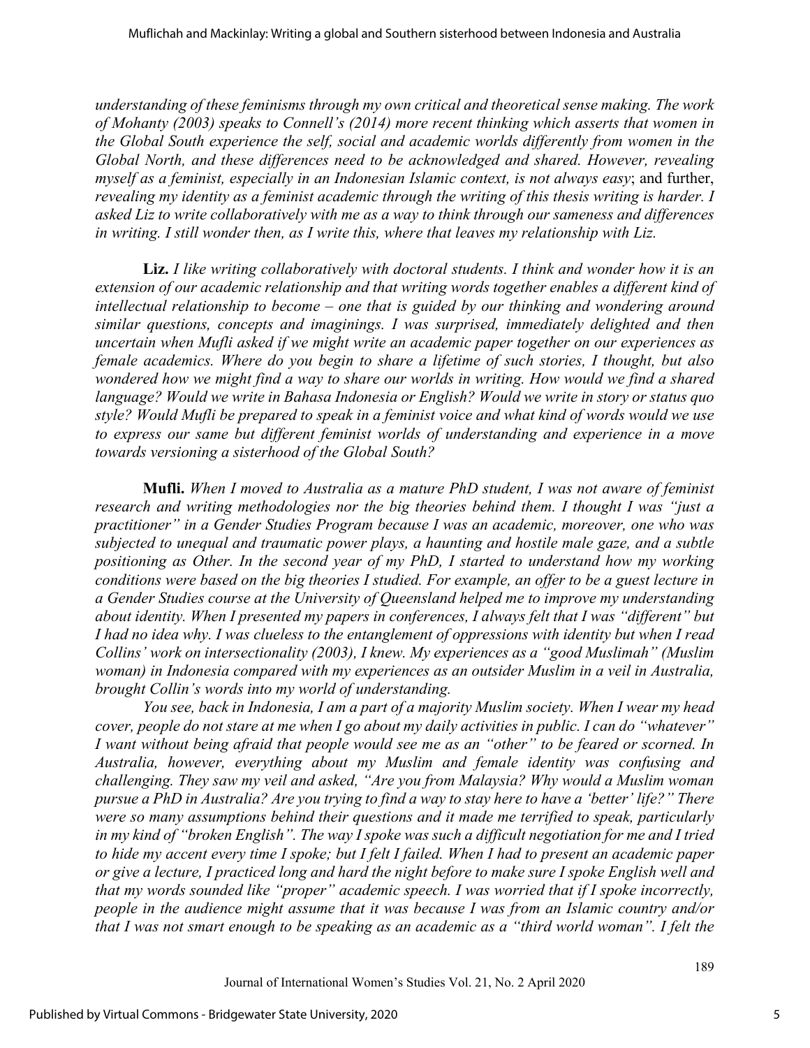*understanding of these feminisms through my own critical and theoretical sense making. The work of Mohanty (2003) speaks to Connell's (2014) more recent thinking which asserts that women in the Global South experience the self, social and academic worlds differently from women in the Global North, and these differences need to be acknowledged and shared. However, revealing myself as a feminist, especially in an Indonesian Islamic context, is not always easy*; and further, *revealing my identity as a feminist academic through the writing of this thesis writing is harder. I asked Liz to write collaboratively with me as a way to think through our sameness and differences in writing. I still wonder then, as I write this, where that leaves my relationship with Liz.*

**Liz.** *I like writing collaboratively with doctoral students. I think and wonder how it is an extension of our academic relationship and that writing words together enables a different kind of intellectual relationship to become – one that is guided by our thinking and wondering around similar questions, concepts and imaginings. I was surprised, immediately delighted and then uncertain when Mufli asked if we might write an academic paper together on our experiences as female academics. Where do you begin to share a lifetime of such stories, I thought, but also wondered how we might find a way to share our worlds in writing. How would we find a shared language? Would we write in Bahasa Indonesia or English? Would we write in story or status quo style? Would Mufli be prepared to speak in a feminist voice and what kind of words would we use to express our same but different feminist worlds of understanding and experience in a move towards versioning a sisterhood of the Global South?*

**Mufli.** *When I moved to Australia as a mature PhD student, I was not aware of feminist research and writing methodologies nor the big theories behind them. I thought I was "just a practitioner" in a Gender Studies Program because I was an academic, moreover, one who was subjected to unequal and traumatic power plays, a haunting and hostile male gaze, and a subtle positioning as Other. In the second year of my PhD, I started to understand how my working conditions were based on the big theories I studied. For example, an offer to be a guest lecture in a Gender Studies course at the University of Queensland helped me to improve my understanding about identity. When I presented my papers in conferences, I always felt that I was "different" but I had no idea why. I was clueless to the entanglement of oppressions with identity but when I read Collins' work on intersectionality (2003), I knew. My experiences as a "good Muslimah" (Muslim woman) in Indonesia compared with my experiences as an outsider Muslim in a veil in Australia, brought Collin's words into my world of understanding.*

*You see, back in Indonesia, I am a part of a majority Muslim society. When I wear my head cover, people do not stare at me when I go about my daily activities in public. I can do "whatever" I want without being afraid that people would see me as an "other" to be feared or scorned. In Australia, however, everything about my Muslim and female identity was confusing and challenging. They saw my veil and asked, "Are you from Malaysia? Why would a Muslim woman pursue a PhD in Australia? Are you trying to find a way to stay here to have a 'better' life?" There were so many assumptions behind their questions and it made me terrified to speak, particularly in my kind of "broken English". The way I spoke was such a difficult negotiation for me and I tried to hide my accent every time I spoke; but I felt I failed. When I had to present an academic paper or give a lecture, I practiced long and hard the night before to make sure I spoke English well and that my words sounded like "proper" academic speech. I was worried that if I spoke incorrectly, people in the audience might assume that it was because I was from an Islamic country and/or that I was not smart enough to be speaking as an academic as a "third world woman". I felt the*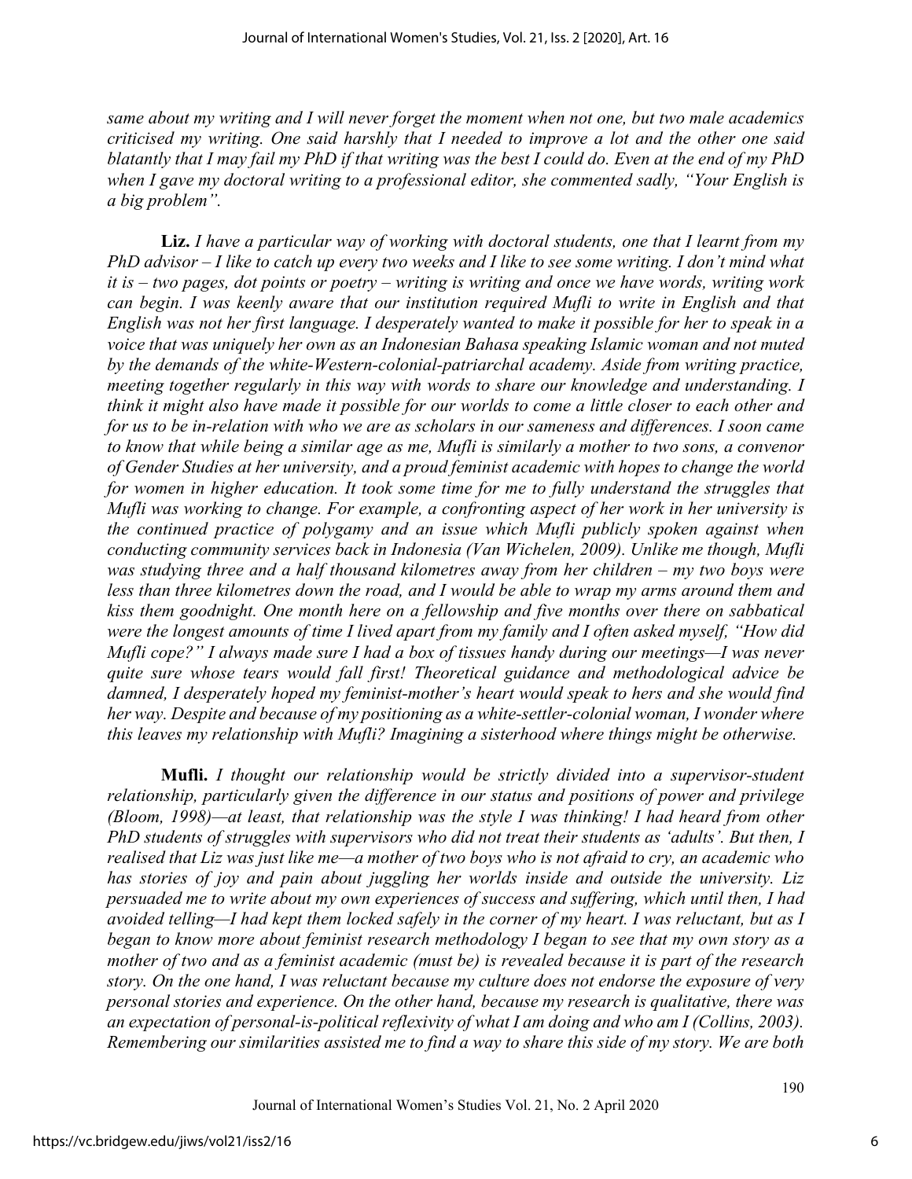*same about my writing and I will never forget the moment when not one, but two male academics criticised my writing. One said harshly that I needed to improve a lot and the other one said blatantly that I may fail my PhD if that writing was the best I could do. Even at the end of my PhD when I gave my doctoral writing to a professional editor, she commented sadly, "Your English is a big problem".*

**Liz.** *I have a particular way of working with doctoral students, one that I learnt from my PhD advisor – I like to catch up every two weeks and I like to see some writing. I don't mind what it is – two pages, dot points or poetry – writing is writing and once we have words, writing work can begin. I was keenly aware that our institution required Mufli to write in English and that English was not her first language. I desperately wanted to make it possible for her to speak in a voice that was uniquely her own as an Indonesian Bahasa speaking Islamic woman and not muted by the demands of the white-Western-colonial-patriarchal academy. Aside from writing practice, meeting together regularly in this way with words to share our knowledge and understanding. I think it might also have made it possible for our worlds to come a little closer to each other and for us to be in-relation with who we are as scholars in our sameness and differences. I soon came to know that while being a similar age as me, Mufli is similarly a mother to two sons, a convenor of Gender Studies at her university, and a proud feminist academic with hopes to change the world for women in higher education. It took some time for me to fully understand the struggles that Mufli was working to change. For example, a confronting aspect of her work in her university is the continued practice of polygamy and an issue which Mufli publicly spoken against when conducting community services back in Indonesia (Van Wichelen, 2009). Unlike me though, Mufli was studying three and a half thousand kilometres away from her children – my two boys were less than three kilometres down the road, and I would be able to wrap my arms around them and kiss them goodnight. One month here on a fellowship and five months over there on sabbatical were the longest amounts of time I lived apart from my family and I often asked myself, "How did Mufli cope?" I always made sure I had a box of tissues handy during our meetings—I was never quite sure whose tears would fall first! Theoretical guidance and methodological advice be damned, I desperately hoped my feminist-mother's heart would speak to hers and she would find her way. Despite and because of my positioning as a white-settler-colonial woman, I wonder where this leaves my relationship with Mufli? Imagining a sisterhood where things might be otherwise.*

**Mufli.** *I thought our relationship would be strictly divided into a supervisor-student relationship, particularly given the difference in our status and positions of power and privilege (Bloom, 1998)—at least, that relationship was the style I was thinking! I had heard from other PhD students of struggles with supervisors who did not treat their students as 'adults'. But then, I realised that Liz was just like me—a mother of two boys who is not afraid to cry, an academic who has stories of joy and pain about juggling her worlds inside and outside the university. Liz persuaded me to write about my own experiences of success and suffering, which until then, I had avoided telling—I had kept them locked safely in the corner of my heart. I was reluctant, but as I began to know more about feminist research methodology I began to see that my own story as a mother of two and as a feminist academic (must be) is revealed because it is part of the research story. On the one hand, I was reluctant because my culture does not endorse the exposure of very personal stories and experience. On the other hand, because my research is qualitative, there was an expectation of personal-is-political reflexivity of what I am doing and who am I (Collins, 2003). Remembering our similarities assisted me to find a way to share this side of my story. We are both*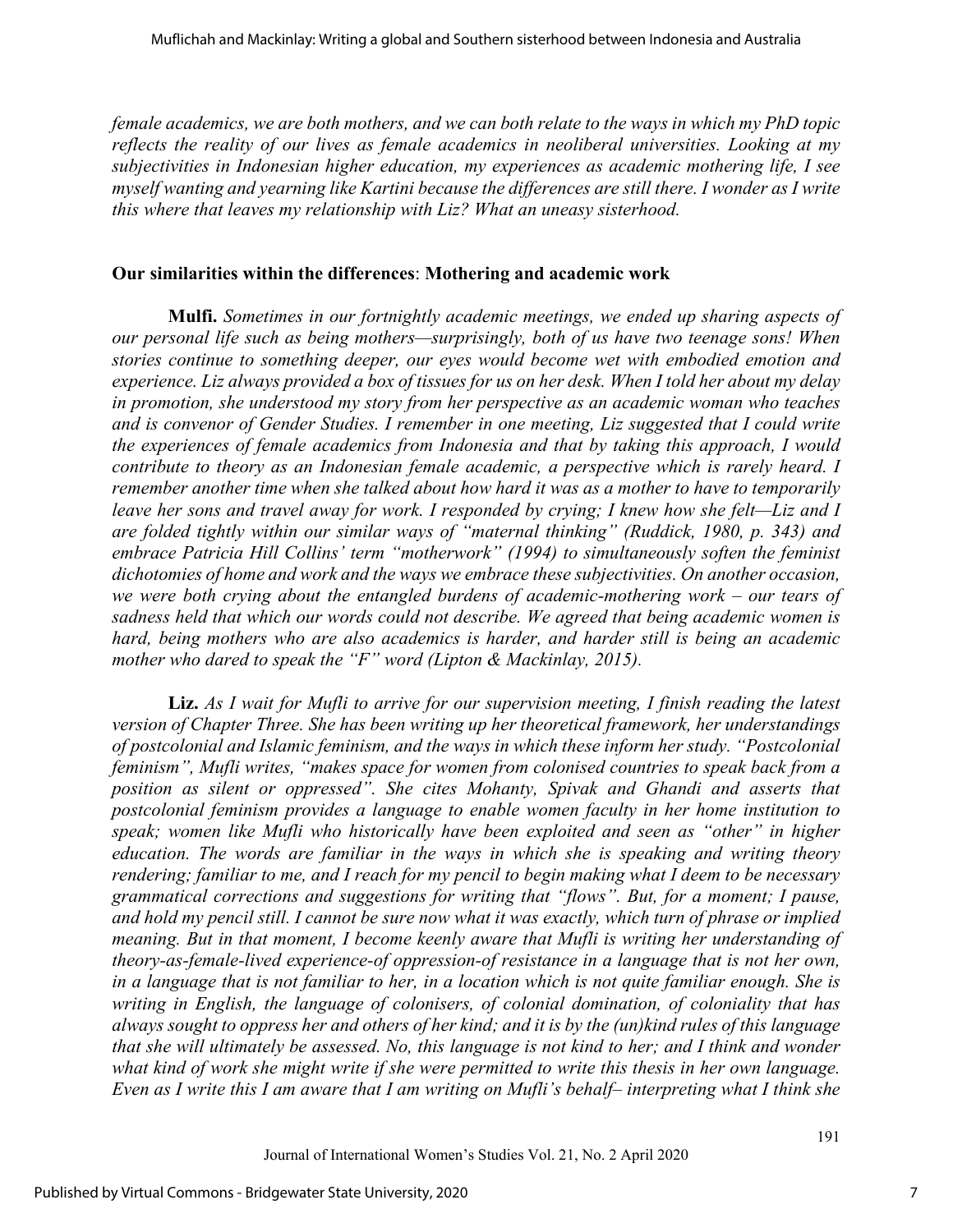*female academics, we are both mothers, and we can both relate to the ways in which my PhD topic reflects the reality of our lives as female academics in neoliberal universities. Looking at my subjectivities in Indonesian higher education, my experiences as academic mothering life, I see myself wanting and yearning like Kartini because the differences are still there. I wonder as I write this where that leaves my relationship with Liz? What an uneasy sisterhood.*

## Our similarities within the differences: Mothering and academic work

**Mulfi.** *Sometimes in our fortnightly academic meetings, we ended up sharing aspects of our personal life such as being mothers—surprisingly, both of us have two teenage sons! When stories continue to something deeper, our eyes would become wet with embodied emotion and experience. Liz always provided a box of tissues for us on her desk. When I told her about my delay in promotion, she understood my story from her perspective as an academic woman who teaches and is convenor of Gender Studies. I remember in one meeting, Liz suggested that I could write the experiences of female academics from Indonesia and that by taking this approach, I would contribute to theory as an Indonesian female academic, a perspective which is rarely heard. I remember another time when she talked about how hard it was as a mother to have to temporarily leave her sons and travel away for work. I responded by crying; I knew how she felt—Liz and I are folded tightly within our similar ways of "maternal thinking" (Ruddick, 1980, p. 343) and embrace Patricia Hill Collins' term "motherwork" (1994) to simultaneously soften the feminist dichotomies of home and work and the ways we embrace these subjectivities. On another occasion, we were both crying about the entangled burdens of academic-mothering work – our tears of sadness held that which our words could not describe. We agreed that being academic women is hard, being mothers who are also academics is harder, and harder still is being an academic mother who dared to speak the "F" word (Lipton & Mackinlay, 2015).*

**Liz.** *As I wait for Mufli to arrive for our supervision meeting, I finish reading the latest version of Chapter Three. She has been writing up her theoretical framework, her understandings of postcolonial and Islamic feminism, and the ways in which these inform her study. "Postcolonial feminism", Mufli writes, "makes space for women from colonised countries to speak back from a position as silent or oppressed". She cites Mohanty, Spivak and Ghandi and asserts that postcolonial feminism provides a language to enable women faculty in her home institution to speak; women like Mufli who historically have been exploited and seen as "other" in higher education. The words are familiar in the ways in which she is speaking and writing theory rendering; familiar to me, and I reach for my pencil to begin making what I deem to be necessary grammatical corrections and suggestions for writing that "flows". But, for a moment; I pause, and hold my pencil still. I cannot be sure now what it was exactly, which turn of phrase or implied meaning. But in that moment, I become keenly aware that Mufli is writing her understanding of theory-as-female-lived experience-of oppression-of resistance in a language that is not her own, in a language that is not familiar to her, in a location which is not quite familiar enough. She is writing in English, the language of colonisers, of colonial domination, of coloniality that has always sought to oppress her and others of her kind; and it is by the (un)kind rules of this language that she will ultimately be assessed. No, this language is not kind to her; and I think and wonder what kind of work she might write if she were permitted to write this thesis in her own language. Even as I write this I am aware that I am writing on Mufli's behalf– interpreting what I think she*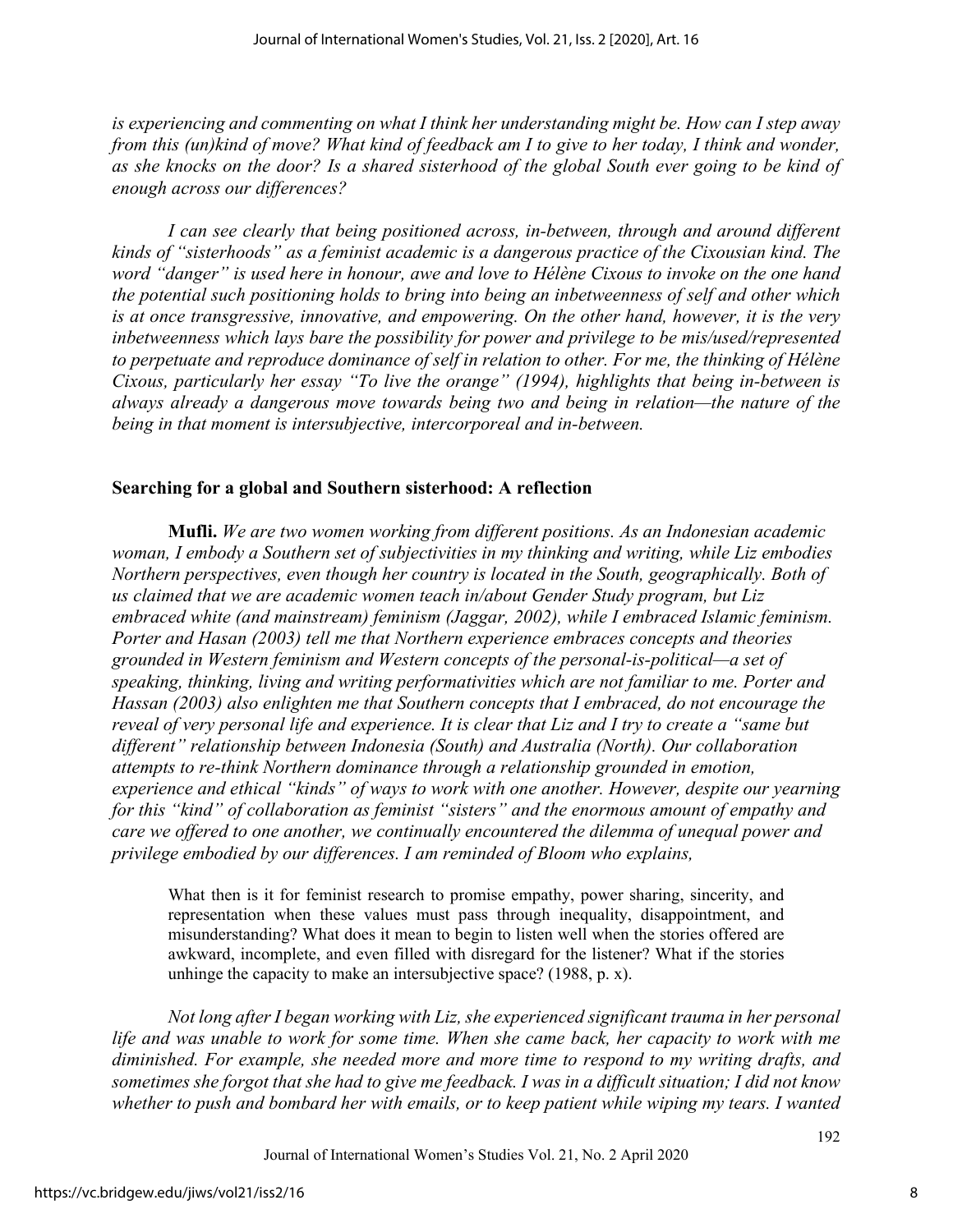*is experiencing and commenting on what I think her understanding might be. How can I step away from this (un)kind of move? What kind of feedback am I to give to her today, I think and wonder, as she knocks on the door? Is a shared sisterhood of the global South ever going to be kind of enough across our differences?*

*I can see clearly that being positioned across, in-between, through and around different kinds of "sisterhoods" as a feminist academic is a dangerous practice of the Cixousian kind. The word "danger" is used here in honour, awe and love to Hélène Cixous to invoke on the one hand the potential such positioning holds to bring into being an inbetweenness of self and other which is at once transgressive, innovative, and empowering. On the other hand, however, it is the very inbetweenness which lays bare the possibility for power and privilege to be mis/used/represented to perpetuate and reproduce dominance of self in relation to other. For me, the thinking of Hélène Cixous, particularly her essay "To live the orange" (1994), highlights that being in-between is always already a dangerous move towards being two and being in relation—the nature of the being in that moment is intersubjective, intercorporeal and in-between.*

## Searching for a global and Southern sisterhood: A reflection

**Mufli.** *We are two women working from different positions. As an Indonesian academic woman, I embody a Southern set of subjectivities in my thinking and writing, while Liz embodies Northern perspectives, even though her country is located in the South, geographically. Both of us claimed that we are academic women teach in/about Gender Study program, but Liz embraced white (and mainstream) feminism (Jaggar, 2002), while I embraced Islamic feminism. Porter and Hasan (2003) tell me that Northern experience embraces concepts and theories grounded in Western feminism and Western concepts of the personal-is-political—a set of speaking, thinking, living and writing performativities which are not familiar to me. Porter and Hassan (2003) also enlighten me that Southern concepts that I embraced, do not encourage the reveal of very personal life and experience. It is clear that Liz and I try to create a "same but different" relationship between Indonesia (South) and Australia (North). Our collaboration attempts to re-think Northern dominance through a relationship grounded in emotion, experience and ethical "kinds" of ways to work with one another. However, despite our yearning for this "kind" of collaboration as feminist "sisters" and the enormous amount of empathy and care we offered to one another, we continually encountered the dilemma of unequal power and privilege embodied by our differences. I am reminded of Bloom who explains,*

> What then is it for feminist research to promise empathy, power sharing, sincerity, and representation when these values must pass through inequality, disappointment, and misunderstanding? What does it mean to begin to listen well when the stories offered are awkward, incomplete, and even filled with disregard for the listener? What if the stories unhinge the capacity to make an intersubjective space? (1988, p. x).

*Not long after I began working with Liz, she experienced significant trauma in her personal life and was unable to work for some time. When she came back, her capacity to work with me diminished. For example, she needed more and more time to respond to my writing drafts, and sometimes she forgot that she had to give me feedback. I was in a difficult situation; I did not know whether to push and bombard her with emails, or to keep patient while wiping my tears. I wanted*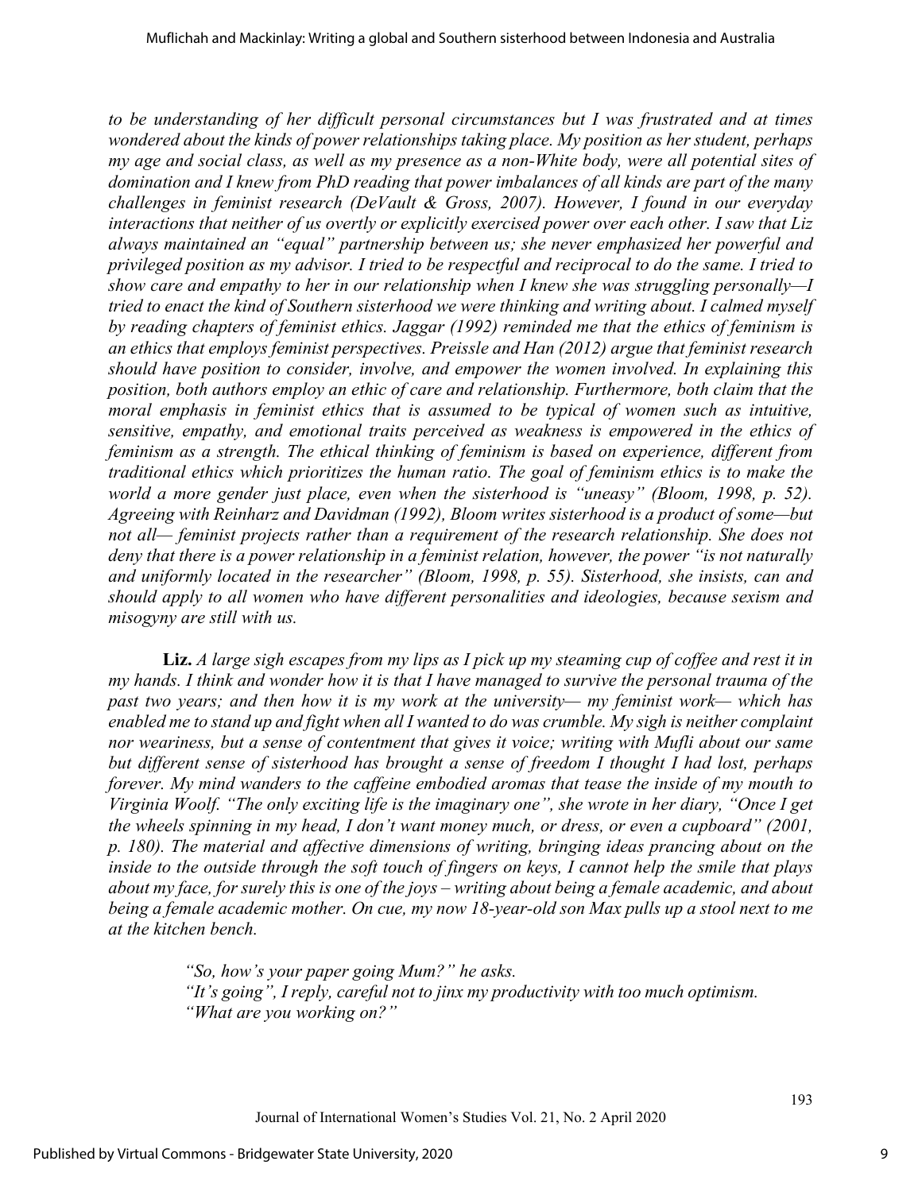*to be understanding of her difficult personal circumstances but I was frustrated and at times wondered about the kinds of power relationships taking place. My position as her student, perhaps my age and social class, as well as my presence as a non-White body, were all potential sites of domination and I knew from PhD reading that power imbalances of all kinds are part of the many challenges in feminist research (DeVault & Gross, 2007). However, I found in our everyday interactions that neither of us overtly or explicitly exercised power over each other. I saw that Liz always maintained an "equal" partnership between us; she never emphasized her powerful and privileged position as my advisor. I tried to be respectful and reciprocal to do the same. I tried to show care and empathy to her in our relationship when I knew she was struggling personally—I tried to enact the kind of Southern sisterhood we were thinking and writing about. I calmed myself by reading chapters of feminist ethics. Jaggar (1992) reminded me that the ethics of feminism is an ethics that employs feminist perspectives. Preissle and Han (2012) argue that feminist research should have position to consider, involve, and empower the women involved. In explaining this position, both authors employ an ethic of care and relationship. Furthermore, both claim that the moral emphasis in feminist ethics that is assumed to be typical of women such as intuitive, sensitive, empathy, and emotional traits perceived as weakness is empowered in the ethics of feminism as a strength. The ethical thinking of feminism is based on experience, different from traditional ethics which prioritizes the human ratio. The goal of feminism ethics is to make the world a more gender just place, even when the sisterhood is "uneasy" (Bloom, 1998, p. 52). Agreeing with Reinharz and Davidman (1992), Bloom writes sisterhood is a product of some—but not all— feminist projects rather than a requirement of the research relationship. She does not deny that there is a power relationship in a feminist relation, however, the power "is not naturally and uniformly located in the researcher" (Bloom, 1998, p. 55). Sisterhood, she insists, can and should apply to all women who have different personalities and ideologies, because sexism and misogyny are still with us.*

**Liz.** *A large sigh escapes from my lips as I pick up my steaming cup of coffee and rest it in my hands. I think and wonder how it is that I have managed to survive the personal trauma of the past two years; and then how it is my work at the university— my feminist work— which has enabled me to stand up and fight when all I wanted to do was crumble. My sigh is neither complaint nor weariness, but a sense of contentment that gives it voice; writing with Mufli about our same but different sense of sisterhood has brought a sense of freedom I thought I had lost, perhaps forever. My mind wanders to the caffeine embodied aromas that tease the inside of my mouth to Virginia Woolf. "The only exciting life is the imaginary one", she wrote in her diary, "Once I get the wheels spinning in my head, I don't want money much, or dress, or even a cupboard" (2001, p. 180). The material and affective dimensions of writing, bringing ideas prancing about on the inside to the outside through the soft touch of fingers on keys, I cannot help the smile that plays about my face, for surely this is one of the joys – writing about being a female academic, and about being a female academic mother. On cue, my now 18-year-old son Max pulls up a stool next to me at the kitchen bench.*

> *"So, how's your paper going Mum?" he asks.*
> *"It's going", I reply, careful not to jinx my productivity with too much optimism.*
> *"What are you working on?"*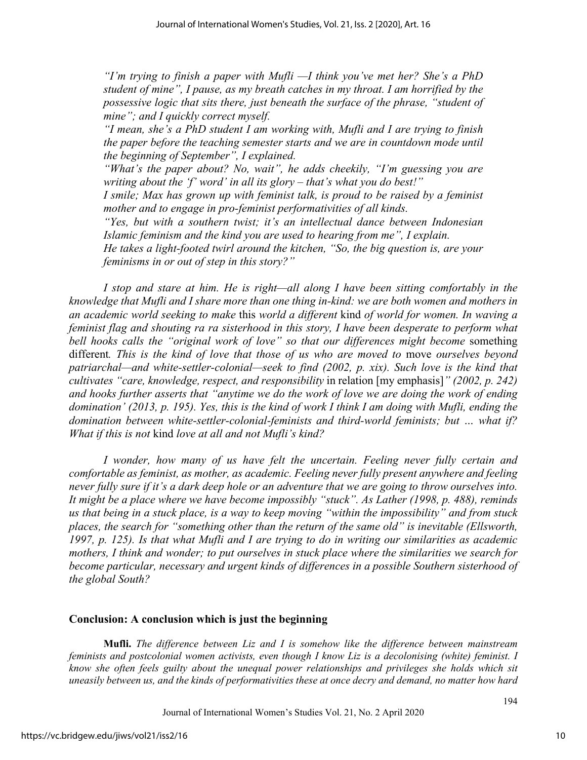*"I'm trying to finish a paper with Mufli —I think you've met her? She's a PhD student of mine", I pause, as my breath catches in my throat. I am horrified by the possessive logic that sits there, just beneath the surface of the phrase, "student of mine"; and I quickly correct myself.*

*"I mean, she's a PhD student I am working with, Mufli and I are trying to finish the paper before the teaching semester starts and we are in countdown mode until the beginning of September", I explained.*

*"What's the paper about? No, wait", he adds cheekily, "I'm guessing you are writing about the 'f' word' in all its glory – that's what you do best!"*

*I smile; Max has grown up with feminist talk, is proud to be raised by a feminist mother and to engage in pro-feminist performativities of all kinds.*

*"Yes, but with a southern twist; it's an intellectual dance between Indonesian Islamic feminism and the kind you are used to hearing from me", I explain.*

*He takes a light-footed twirl around the kitchen, "So, the big question is, are your feminisms in or out of step in this story?"*

*I stop and stare at him. He is right—all along I have been sitting comfortably in the knowledge that Mufli and I share more than one thing in-kind: we are both women and mothers in an academic world seeking to make* this *world a different* kind *of world for women. In waving a feminist flag and shouting ra ra sisterhood in this story, I have been desperate to perform what bell hooks calls the "original work of love" so that our differences might become* something different*. This is the kind of love that those of us who are moved to* move *ourselves beyond patriarchal—and white-settler-colonial—seek to find (2002, p. xix). Such love is the kind that cultivates "care, knowledge, respect, and responsibility* in relation [my emphasis]*" (2002, p. 242) and hooks further asserts that "anytime we do the work of love we are doing the work of ending domination' (2013, p. 195). Yes, this is the kind of work I think I am doing with Mufli, ending the domination between white-settler-colonial-feminists and third-world feminists; but … what if? What if this is not* kind *love at all and not Mufli's kind?*

*I wonder, how many of us have felt the uncertain. Feeling never fully certain and comfortable as feminist, as mother, as academic. Feeling never fully present anywhere and feeling never fully sure if it's a dark deep hole or an adventure that we are going to throw ourselves into. It might be a place where we have become impossibly "stuck". As Lather (1998, p. 488), reminds us that being in a stuck place, is a way to keep moving "within the impossibility" and from stuck places, the search for "something other than the return of the same old" is inevitable (Ellsworth, 1997, p. 125). Is that what Mufli and I are trying to do in writing our similarities as academic mothers, I think and wonder; to put ourselves in stuck place where the similarities we search for become particular, necessary and urgent kinds of differences in a possible Southern sisterhood of the global South?*

## Conclusion: A conclusion which is just the beginning

**Mufli.** *The difference between Liz and I is somehow like the difference between mainstream feminists and postcolonial women activists, even though I know Liz is a decolonising (white) feminist. I know she often feels guilty about the unequal power relationships and privileges she holds which sit uneasily between us, and the kinds of performativities these at once decry and demand, no matter how hard*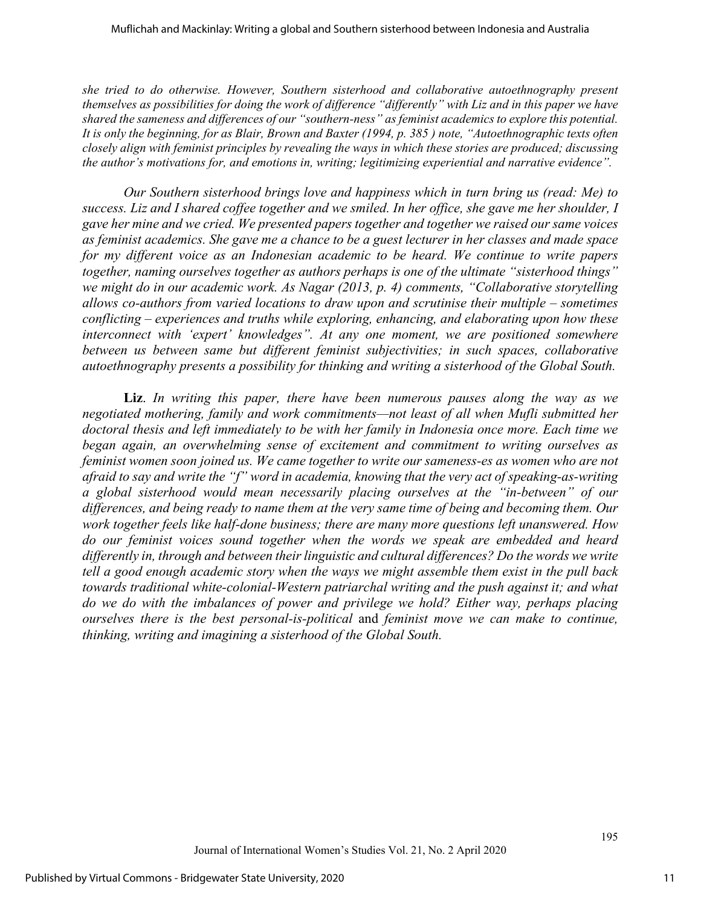*she tried to do otherwise. However, Southern sisterhood and collaborative autoethnography present themselves as possibilities for doing the work of difference "differently" with Liz and in this paper we have shared the sameness and differences of our "southern-ness" as feminist academics to explore this potential. It is only the beginning, for as Blair, Brown and Baxter (1994, p. 385 ) note, "Autoethnographic texts often closely align with feminist principles by revealing the ways in which these stories are produced; discussing the author's motivations for, and emotions in, writing; legitimizing experiential and narrative evidence".*

*Our Southern sisterhood brings love and happiness which in turn bring us (read: Me) to success. Liz and I shared coffee together and we smiled. In her office, she gave me her shoulder, I gave her mine and we cried. We presented papers together and together we raised our same voices as feminist academics. She gave me a chance to be a guest lecturer in her classes and made space for my different voice as an Indonesian academic to be heard. We continue to write papers together, naming ourselves together as authors perhaps is one of the ultimate "sisterhood things" we might do in our academic work. As Nagar (2013, p. 4) comments, "Collaborative storytelling allows co-authors from varied locations to draw upon and scrutinise their multiple – sometimes conflicting – experiences and truths while exploring, enhancing, and elaborating upon how these interconnect with 'expert' knowledges". At any one moment, we are positioned somewhere between us between same but different feminist subjectivities; in such spaces, collaborative autoethnography presents a possibility for thinking and writing a sisterhood of the Global South.*

**Liz**. *In writing this paper, there have been numerous pauses along the way as we negotiated mothering, family and work commitments—not least of all when Mufli submitted her doctoral thesis and left immediately to be with her family in Indonesia once more. Each time we began again, an overwhelming sense of excitement and commitment to writing ourselves as feminist women soon joined us. We came together to write our sameness-es as women who are not afraid to say and write the "f" word in academia, knowing that the very act of speaking-as-writing a global sisterhood would mean necessarily placing ourselves at the "in-between" of our differences, and being ready to name them at the very same time of being and becoming them. Our work together feels like half-done business; there are many more questions left unanswered. How do our feminist voices sound together when the words we speak are embedded and heard differently in, through and between their linguistic and cultural differences? Do the words we write tell a good enough academic story when the ways we might assemble them exist in the pull back towards traditional white-colonial-Western patriarchal writing and the push against it; and what do we do with the imbalances of power and privilege we hold? Either way, perhaps placing ourselves there is the best personal-is-political* and *feminist move we can make to continue, thinking, writing and imagining a sisterhood of the Global South.*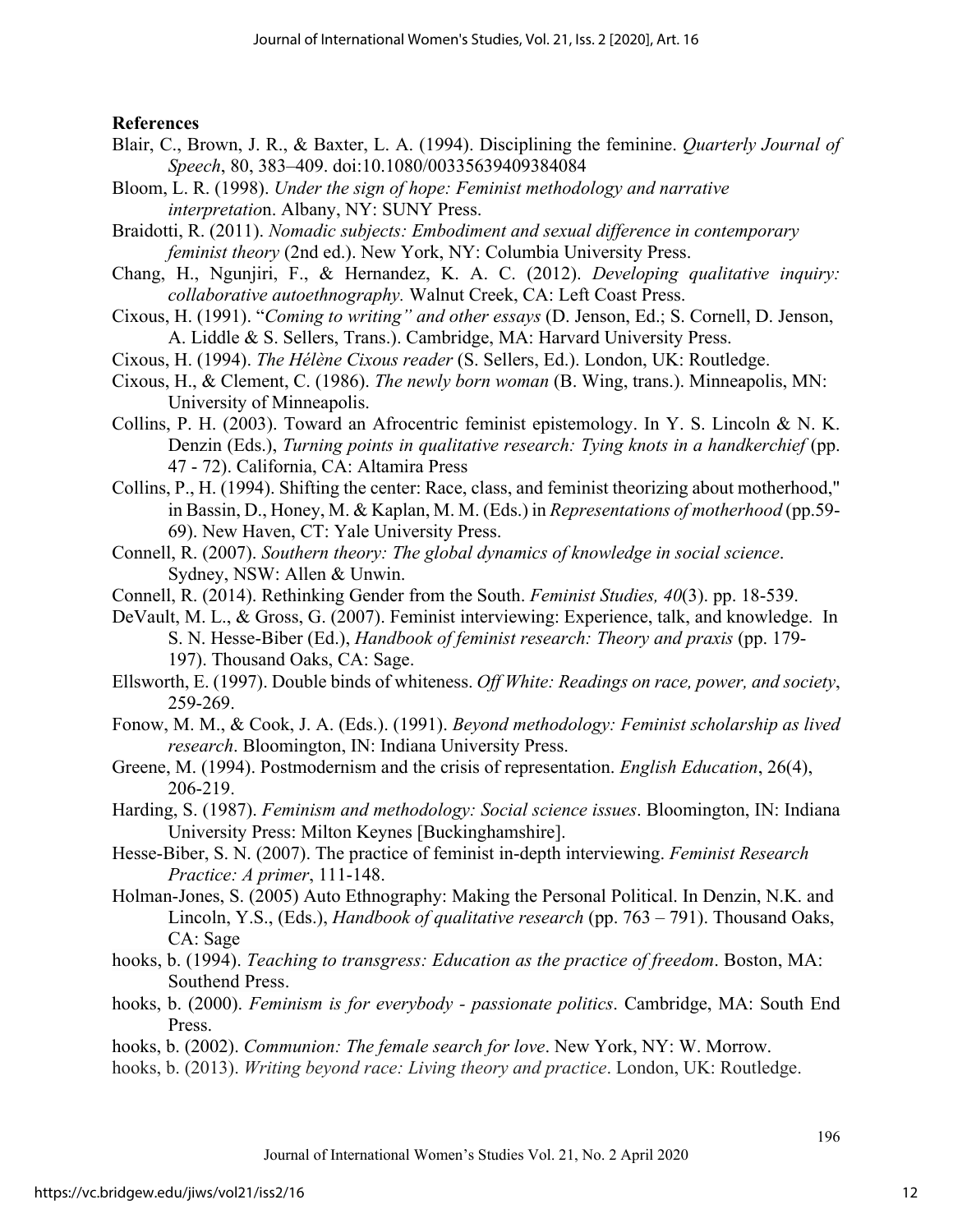**References**

Blair, C., Brown, J. R., & Baxter, L. A. (1994). Disciplining the feminine. *Quarterly Journal of Speech*, 80, 383–409. doi:10.1080/00335639409384084

Bloom, L. R. (1998). *Under the sign of hope: Feminist methodology and narrative interpretatio*n. Albany, NY: SUNY Press.

Braidotti, R. (2011). *Nomadic subjects: Embodiment and sexual difference in contemporary feminist theory* (2nd ed.). New York, NY: Columbia University Press.

Chang, H., Ngunjiri, F., & Hernandez, K. A. C. (2012). *Developing qualitative inquiry: collaborative autoethnography.* Walnut Creek, CA: Left Coast Press.

Cixous, H. (1991). "*Coming to writing" and other essays* (D. Jenson, Ed.; S. Cornell, D. Jenson, A. Liddle & S. Sellers, Trans.). Cambridge, MA: Harvard University Press.

Cixous, H. (1994). *The Hélène Cixous reader* (S. Sellers, Ed.). London, UK: Routledge.

Cixous, H., & Clement, C. (1986). *The newly born woman* (B. Wing, trans.). Minneapolis, MN: University of Minneapolis.

Collins, P. H. (2003). Toward an Afrocentric feminist epistemology. In Y. S. Lincoln & N. K. Denzin (Eds.), *Turning points in qualitative research: Tying knots in a handkerchief* (pp. 47 - 72). California, CA: Altamira Press

Collins, P., H. (1994). Shifting the center: Race, class, and feminist theorizing about motherhood," in Bassin, D., Honey, M. & Kaplan, M. M. (Eds.) in *Representations of motherhood* (pp.59-69). New Haven, CT: Yale University Press.

Connell, R. (2007). *Southern theory: The global dynamics of knowledge in social science*. Sydney, NSW: Allen & Unwin.

Connell, R. (2014). Rethinking Gender from the South. *Feminist Studies, 40*(3). pp. 18-539.

DeVault, M. L., & Gross, G. (2007). Feminist interviewing: Experience, talk, and knowledge. In S. N. Hesse-Biber (Ed.), *Handbook of feminist research: Theory and praxis* (pp. 179-197). Thousand Oaks, CA: Sage.

Ellsworth, E. (1997). Double binds of whiteness. *Off White: Readings on race, power, and society*, 259-269.

Fonow, M. M., & Cook, J. A. (Eds.). (1991). *Beyond methodology: Feminist scholarship as lived research*. Bloomington, IN: Indiana University Press.

Greene, M. (1994). Postmodernism and the crisis of representation. *English Education*, 26(4), 206-219.

Harding, S. (1987). *Feminism and methodology: Social science issues*. Bloomington, IN: Indiana University Press: Milton Keynes [Buckinghamshire].

Hesse-Biber, S. N. (2007). The practice of feminist in-depth interviewing. *Feminist Research Practice: A primer*, 111-148.

Holman-Jones, S. (2005) Auto Ethnography: Making the Personal Political. In Denzin, N.K. and Lincoln, Y.S., (Eds.), *Handbook of qualitative research* (pp. 763 – 791). Thousand Oaks, CA: Sage

hooks, b. (1994). *Teaching to transgress: Education as the practice of freedom*. Boston, MA: Southend Press.

hooks, b. (2000). *Feminism is for everybody - passionate politics*. Cambridge, MA: South End Press.

hooks, b. (2002). *Communion: The female search for love*. New York, NY: W. Morrow.

hooks, b. (2013). *Writing beyond race: Living theory and practice*. London, UK: Routledge.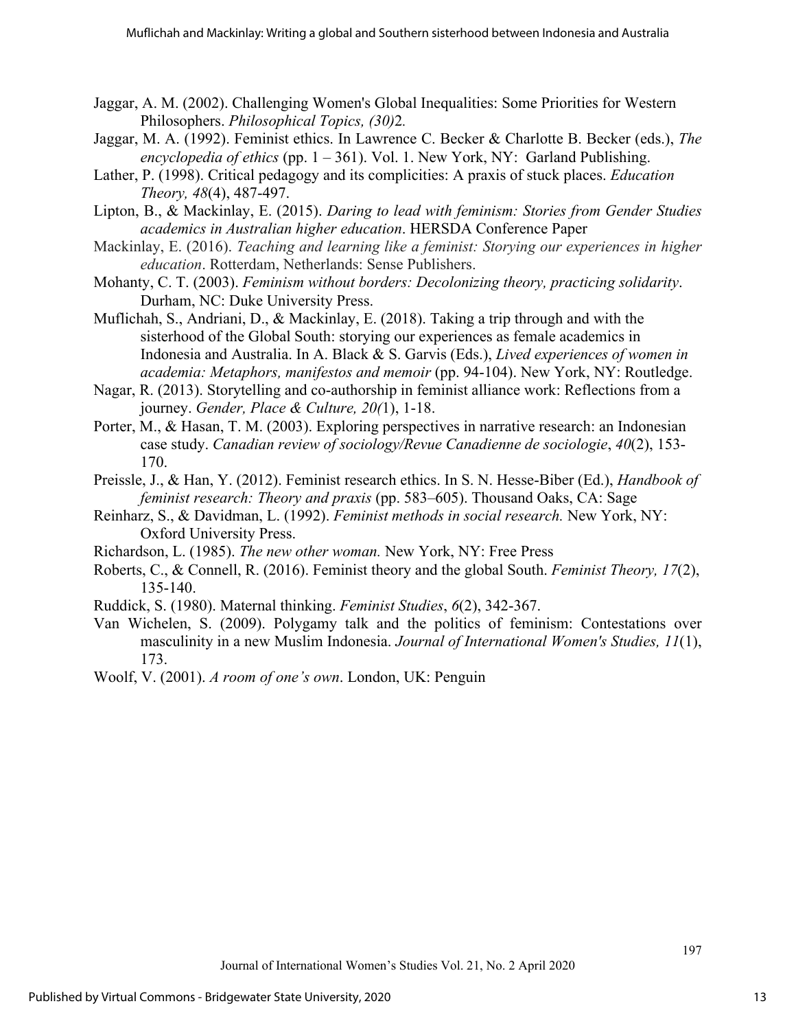Jaggar, A. M. (2002). Challenging Women's Global Inequalities: Some Priorities for Western Philosophers. *Philosophical Topics, (30)*2.

Jaggar, M. A. (1992). Feminist ethics. In Lawrence C. Becker & Charlotte B. Becker (eds.), *The encyclopedia of ethics* (pp. 1 – 361). Vol. 1. New York, NY: Garland Publishing.

Lather, P. (1998). Critical pedagogy and its complicities: A praxis of stuck places. *Education Theory, 48*(4), 487-497.

Lipton, B., & Mackinlay, E. (2015). *Daring to lead with feminism: Stories from Gender Studies academics in Australian higher education*. HERSDA Conference Paper

Mackinlay, E. (2016). *Teaching and learning like a feminist: Storying our experiences in higher education*. Rotterdam, Netherlands: Sense Publishers.

Mohanty, C. T. (2003). *Feminism without borders: Decolonizing theory, practicing solidarity*. Durham, NC: Duke University Press.

Muflichah, S., Andriani, D., & Mackinlay, E. (2018). Taking a trip through and with the sisterhood of the Global South: storying our experiences as female academics in Indonesia and Australia. In A. Black & S. Garvis (Eds.), *Lived experiences of women in academia: Metaphors, manifestos and memoir* (pp. 94-104). New York, NY: Routledge.

Nagar, R. (2013). Storytelling and co-authorship in feminist alliance work: Reflections from a journey. *Gender, Place & Culture, 20(*1), 1-18.

Porter, M., & Hasan, T. M. (2003). Exploring perspectives in narrative research: an Indonesian case study. *Canadian review of sociology/Revue Canadienne de sociologie*, *40*(2), 153-170.

Preissle, J., & Han, Y. (2012). Feminist research ethics. In S. N. Hesse-Biber (Ed.), *Handbook of feminist research: Theory and praxis* (pp. 583–605). Thousand Oaks, CA: Sage

Reinharz, S., & Davidman, L. (1992). *Feminist methods in social research.* New York, NY: Oxford University Press.

Richardson, L. (1985). *The new other woman.* New York, NY: Free Press

Roberts, C., & Connell, R. (2016). Feminist theory and the global South. *Feminist Theory, 17*(2), 135-140.

Ruddick, S. (1980). Maternal thinking. *Feminist Studies*, *6*(2), 342-367.

Van Wichelen, S. (2009). Polygamy talk and the politics of feminism: Contestations over masculinity in a new Muslim Indonesia. *Journal of International Women's Studies, 11*(1), 173.

Woolf, V. (2001). *A room of one's own*. London, UK: Penguin